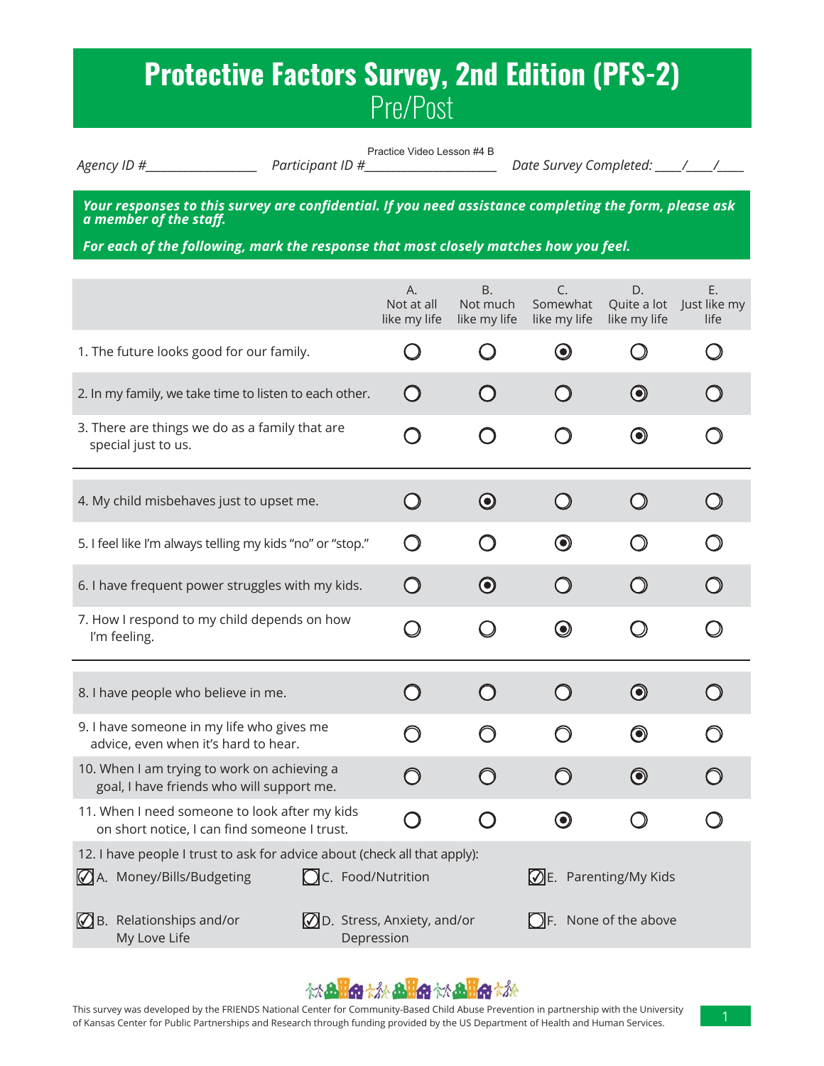# Protective Factors Survey, 2nd Edition (PFS-2)

## Pre/Post

*Agency ID #*__________ *Participant ID #* Practice Video Lesson #4 B *Date Survey Completed:* ____/____/____

***Your responses to this survey are confidential. If you need assistance completing the form, please ask a member of the staff.***

***For each of the following, mark the response that most closely matches how you feel.***

| | A. Not at all like my life | B. Not much like my life | C. Somewhat like my life | D. Quite a lot like my life | E. Just like my life |
|---|---|---|---|---|---|
| 1. The future looks good for our family. | ○ | ○ | ◉ | ○ | ○ |
| 2. In my family, we take time to listen to each other. | ○ | ○ | ○ | ◉ | ○ |
| 3. There are things we do as a family that are special just to us. | ○ | ○ | ○ | ◉ | ○ |
| 4. My child misbehaves just to upset me. | ○ | ◉ | ○ | ○ | ○ |
| 5. I feel like I'm always telling my kids "no" or "stop." | ○ | ○ | ◉ | ○ | ○ |
| 6. I have frequent power struggles with my kids. | ○ | ◉ | ○ | ○ | ○ |
| 7. How I respond to my child depends on how I'm feeling. | ○ | ○ | ◉ | ○ | ○ |
| 8. I have people who believe in me. | ○ | ○ | ○ | ◉ | ○ |
| 9. I have someone in my life who gives me advice, even when it's hard to hear. | ○ | ○ | ○ | ◉ | ○ |
| 10. When I am trying to work on achieving a goal, I have friends who will support me. | ○ | ○ | ○ | ◉ | ○ |
| 11. When I need someone to look after my kids on short notice, I can find someone I trust. | ○ | ○ | ◉ | ○ | ○ |

12. I have people I trust to ask for advice about (check all that apply):

- [x] A. Money/Bills/Budgeting
- [x] B. Relationships and/or My Love Life
- [ ] C. Food/Nutrition
- [x] D. Stress, Anxiety, and/or Depression
- [x] E. Parenting/My Kids
- [ ] F. None of the above

This survey was developed by the FRIENDS National Center for Community-Based Child Abuse Prevention in partnership with the University of Kansas Center for Public Partnerships and Research through funding provided by the US Department of Health and Human Services.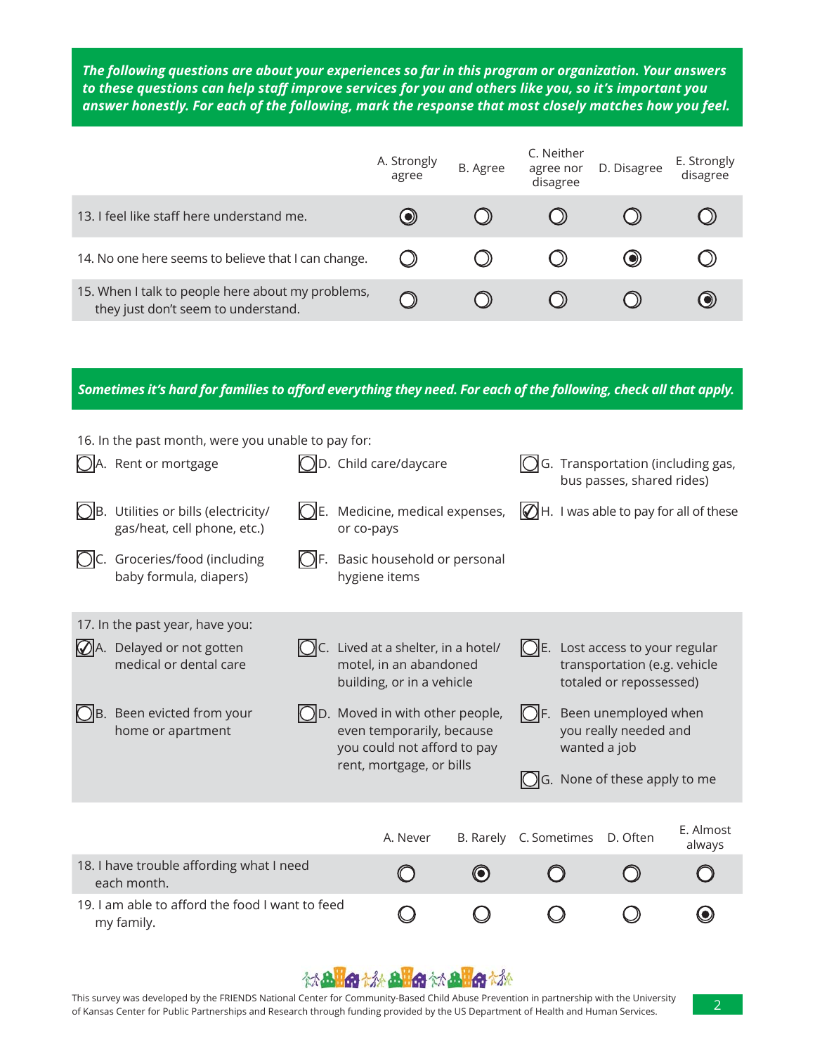***The following questions are about your experiences so far in this program or organization. Your answers to these questions can help staff improve services for you and others like you, so it's important you answer honestly. For each of the following, mark the response that most closely matches how you feel.***

| | A. Strongly agree | B. Agree | C. Neither agree nor disagree | D. Disagree | E. Strongly disagree |
|---|---|---|---|---|---|
| 13. I feel like staff here understand me. | ◉ | ○ | ○ | ○ | ○ |
| 14. No one here seems to believe that I can change. | ○ | ○ | ○ | ◉ | ○ |
| 15. When I talk to people here about my problems, they just don't seem to understand. | ○ | ○ | ○ | ○ | ◉ |

***Sometimes it's hard for families to afford everything they need. For each of the following, check all that apply.***

16. In the past month, were you unable to pay for:

- ○ A. Rent or mortgage
- ○ B. Utilities or bills (electricity/ gas/heat, cell phone, etc.)
- ○ C. Groceries/food (including baby formula, diapers)
- ○ D. Child care/daycare
- ○ E. Medicine, medical expenses, or co-pays
- ○ F. Basic household or personal hygiene items
- ○ G. Transportation (including gas, bus passes, shared rides)
- ☑ H. I was able to pay for all of these

17. In the past year, have you:

- ☑ A. Delayed or not gotten medical or dental care
- ○ B. Been evicted from your home or apartment
- ○ C. Lived at a shelter, in a hotel/ motel, in an abandoned building, or in a vehicle
- ○ D. Moved in with other people, even temporarily, because you could not afford to pay rent, mortgage, or bills
- ○ E. Lost access to your regular transportation (e.g. vehicle totaled or repossessed)
- ○ F. Been unemployed when you really needed and wanted a job
- ○ G. None of these apply to me

| | A. Never | B. Rarely | C. Sometimes | D. Often | E. Almost always |
|---|---|---|---|---|---|
| 18. I have trouble affording what I need each month. | ○ | ◉ | ○ | ○ | ○ |
| 19. I am able to afford the food I want to feed my family. | ○ | ○ | ○ | ○ | ◉ |

This survey was developed by the FRIENDS National Center for Community-Based Child Abuse Prevention in partnership with the University of Kansas Center for Public Partnerships and Research through funding provided by the US Department of Health and Human Services.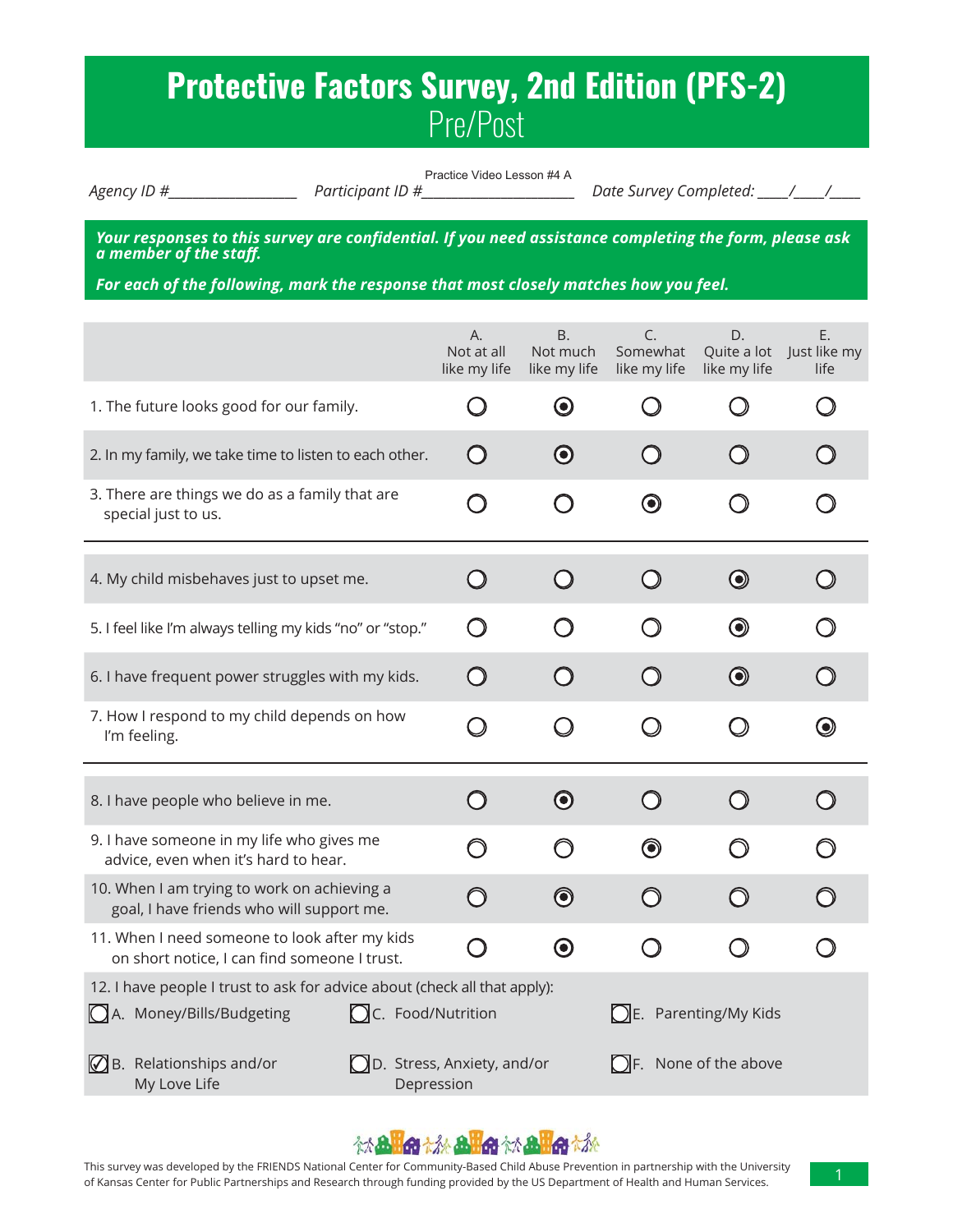# Protective Factors Survey, 2nd Edition (PFS-2)

## Pre/Post

*Agency ID #_________________* *Participant ID #* Practice Video Lesson #4 A *Date Survey Completed: ____/____/____*

***Your responses to this survey are confidential. If you need assistance completing the form, please ask a member of the staff.***

***For each of the following, mark the response that most closely matches how you feel.***

| | A. Not at all like my life | B. Not much like my life | C. Somewhat like my life | D. Quite a lot like my life | E. Just like my life |
|---|---|---|---|---|---|
| 1. The future looks good for our family. | ○ | ◉ | ○ | ○ | ○ |
| 2. In my family, we take time to listen to each other. | ○ | ◉ | ○ | ○ | ○ |
| 3. There are things we do as a family that are special just to us. | ○ | ○ | ◉ | ○ | ○ |
| 4. My child misbehaves just to upset me. | ○ | ○ | ○ | ◉ | ○ |
| 5. I feel like I'm always telling my kids "no" or "stop." | ○ | ○ | ○ | ◉ | ○ |
| 6. I have frequent power struggles with my kids. | ○ | ○ | ○ | ◉ | ○ |
| 7. How I respond to my child depends on how I'm feeling. | ○ | ○ | ○ | ○ | ◉ |
| 8. I have people who believe in me. | ○ | ◉ | ○ | ○ | ○ |
| 9. I have someone in my life who gives me advice, even when it's hard to hear. | ○ | ○ | ◉ | ○ | ○ |
| 10. When I am trying to work on achieving a goal, I have friends who will support me. | ○ | ◉ | ○ | ○ | ○ |
| 11. When I need someone to look after my kids on short notice, I can find someone I trust. | ○ | ◉ | ○ | ○ | ○ |

12. I have people I trust to ask for advice about (check all that apply):

- ☐ A. Money/Bills/Budgeting
- ☑ B. Relationships and/or My Love Life
- ☐ C. Food/Nutrition
- ☐ D. Stress, Anxiety, and/or Depression
- ☐ E. Parenting/My Kids
- ☐ F. None of the above

This survey was developed by the FRIENDS National Center for Community-Based Child Abuse Prevention in partnership with the University of Kansas Center for Public Partnerships and Research through funding provided by the US Department of Health and Human Services.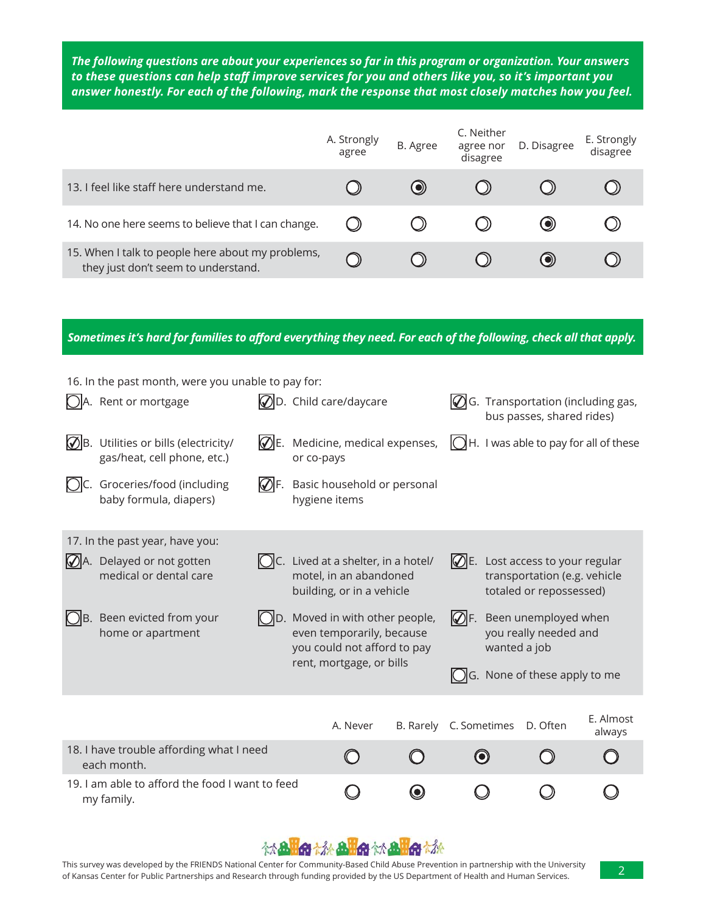***The following questions are about your experiences so far in this program or organization. Your answers to these questions can help staff improve services for you and others like you, so it's important you answer honestly. For each of the following, mark the response that most closely matches how you feel.***

| | A. Strongly agree | B. Agree | C. Neither agree nor disagree | D. Disagree | E. Strongly disagree |
|---|---|---|---|---|---|
| 13. I feel like staff here understand me. | ○ | ◉ | ○ | ○ | ○ |
| 14. No one here seems to believe that I can change. | ○ | ○ | ○ | ◉ | ○ |
| 15. When I talk to people here about my problems, they just don't seem to understand. | ○ | ○ | ○ | ◉ | ○ |

***Sometimes it's hard for families to afford everything they need. For each of the following, check all that apply.***

16. In the past month, were you unable to pay for:

- [ ] A. Rent or mortgage
- [x] B. Utilities or bills (electricity/gas/heat, cell phone, etc.)
- [ ] C. Groceries/food (including baby formula, diapers)
- [x] D. Child care/daycare
- [x] E. Medicine, medical expenses, or co-pays
- [x] F. Basic household or personal hygiene items
- [x] G. Transportation (including gas, bus passes, shared rides)
- [ ] H. I was able to pay for all of these

17. In the past year, have you:

- [x] A. Delayed or not gotten medical or dental care
- [ ] B. Been evicted from your home or apartment
- [ ] C. Lived at a shelter, in a hotel/motel, in an abandoned building, or in a vehicle
- [ ] D. Moved in with other people, even temporarily, because you could not afford to pay rent, mortgage, or bills
- [x] E. Lost access to your regular transportation (e.g. vehicle totaled or repossessed)
- [x] F. Been unemployed when you really needed and wanted a job
- [ ] G. None of these apply to me

| | A. Never | B. Rarely | C. Sometimes | D. Often | E. Almost always |
|---|---|---|---|---|---|
| 18. I have trouble affording what I need each month. | ○ | ○ | ◉ | ○ | ○ |
| 19. I am able to afford the food I want to feed my family. | ○ | ◉ | ○ | ○ | ○ |

This survey was developed by the FRIENDS National Center for Community-Based Child Abuse Prevention in partnership with the University of Kansas Center for Public Partnerships and Research through funding provided by the US Department of Health and Human Services.